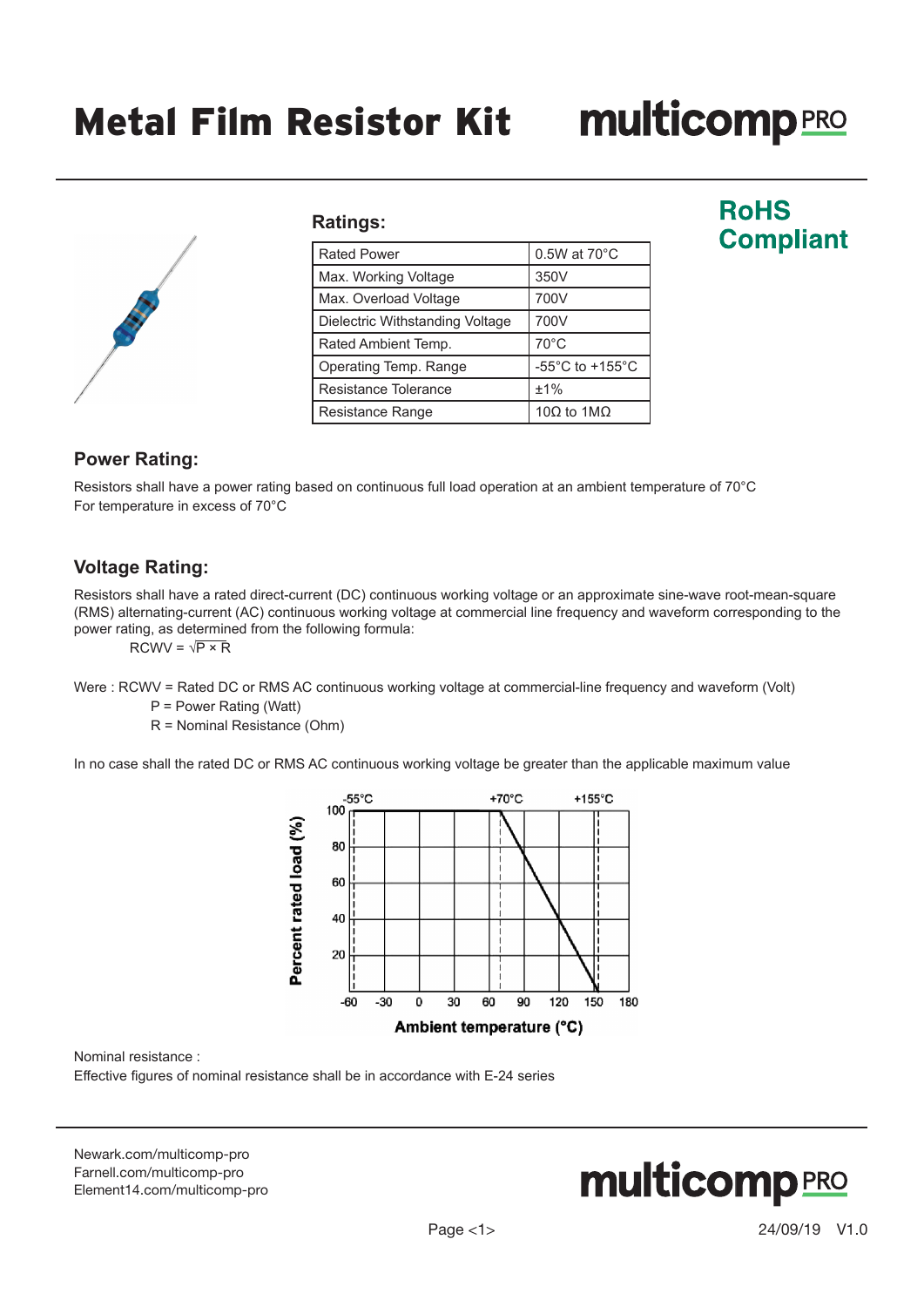# Metal Film Resistor Kit

**RoHS Compliant**

### Ratings:

| Rated Power | 0.5W at 70°C |
|---|---|
| Max. Working Voltage | 350V |
| Max. Overload Voltage | 700V |
| Dielectric Withstanding Voltage | 700V |
| Rated Ambient Temp. | 70°C |
| Operating Temp. Range | -55°C to +155°C |
| Resistance Tolerance | ±1% |
| Resistance Range | 10Ω to 1MΩ |

## Power Rating:

Resistors shall have a power rating based on continuous full load operation at an ambient temperature of 70°C
For temperature in excess of 70°C

## Voltage Rating:

Resistors shall have a rated direct-current (DC) continuous working voltage or an approximate sine-wave root-mean-square (RMS) alternating-current (AC) continuous working voltage at commercial line frequency and waveform corresponding to the power rating, as determined from the following formula:

$$RCWV = \sqrt{P \times R}$$

Were : RCWV = Rated DC or RMS AC continuous working voltage at commercial-line frequency and waveform (Volt)
P = Power Rating (Watt)
R = Nominal Resistance (Ohm)

In no case shall the rated DC or RMS AC continuous working voltage be greater than the applicable maximum value

Nominal resistance :
Effective figures of nominal resistance shall be in accordance with E-24 series

Newark.com/multicomp-pro
Farnell.com/multicomp-pro
Element14.com/multicomp-pro

24/09/19 V1.0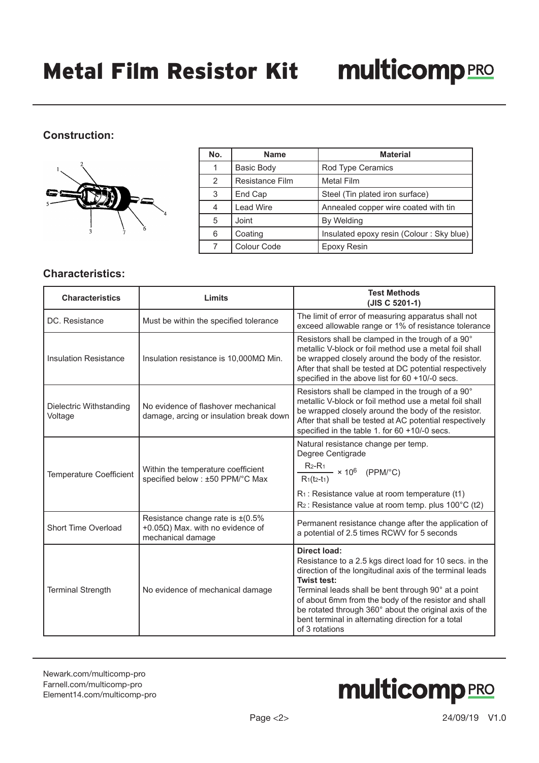# Metal Film Resistor Kit

## Construction:

| No. | Name | Material |
|---|---|---|
| 1 | Basic Body | Rod Type Ceramics |
| 2 | Resistance Film | Metal Film |
| 3 | End Cap | Steel (Tin plated iron surface) |
| 4 | Lead Wire | Annealed copper wire coated with tin |
| 5 | Joint | By Welding |
| 6 | Coating | Insulated epoxy resin (Colour : Sky blue) |
| 7 | Colour Code | Epoxy Resin |

## Characteristics:

| Characteristics | Limits | Test Methods (JIS C 5201-1) |
|---|---|---|
| DC. Resistance | Must be within the specified tolerance | The limit of error of measuring apparatus shall not exceed allowable range or 1% of resistance tolerance |
| Insulation Resistance | Insulation resistance is 10,000MΩ Min. | Resistors shall be clamped in the trough of a 90° metallic V-block or foil method use a metal foil shall be wrapped closely around the body of the resistor. After that shall be tested at DC potential respectively specified in the above list for 60 +10/-0 secs. |
| Dielectric Withstanding Voltage | No evidence of flashover mechanical damage, arcing or insulation break down | Resistors shall be clamped in the trough of a 90° metallic V-block or foil method use a metal foil shall be wrapped closely around the body of the resistor. After that shall be tested at AC potential respectively specified in the table 1. for 60 +10/-0 secs. |
| Temperature Coefficient | Within the temperature coefficient specified below : ±50 PPM/°C Max | Natural resistance change per temp. Degree Centigrade $\frac{R_2-R_1}{R_1(t_2-t_1)} \times 10^6$ (PPM/°C) $R_1$ : Resistance value at room temperature (t1) $R_2$ : Resistance value at room temp. plus 100°C (t2) |
| Short Time Overload | Resistance change rate is ±(0.5% +0.05Ω) Max. with no evidence of mechanical damage | Permanent resistance change after the application of a potential of 2.5 times RCWV for 5 seconds |
| Terminal Strength | No evidence of mechanical damage | **Direct load:** Resistance to a 2.5 kgs direct load for 10 secs. in the direction of the longitudinal axis of the terminal leads **Twist test:** Terminal leads shall be bent through 90° at a point of about 6mm from the body of the resistor and shall be rotated through 360° about the original axis of the bent terminal in alternating direction for a total of 3 rotations |

Newark.com/multicomp-pro
Farnell.com/multicomp-pro
Element14.com/multicomp-pro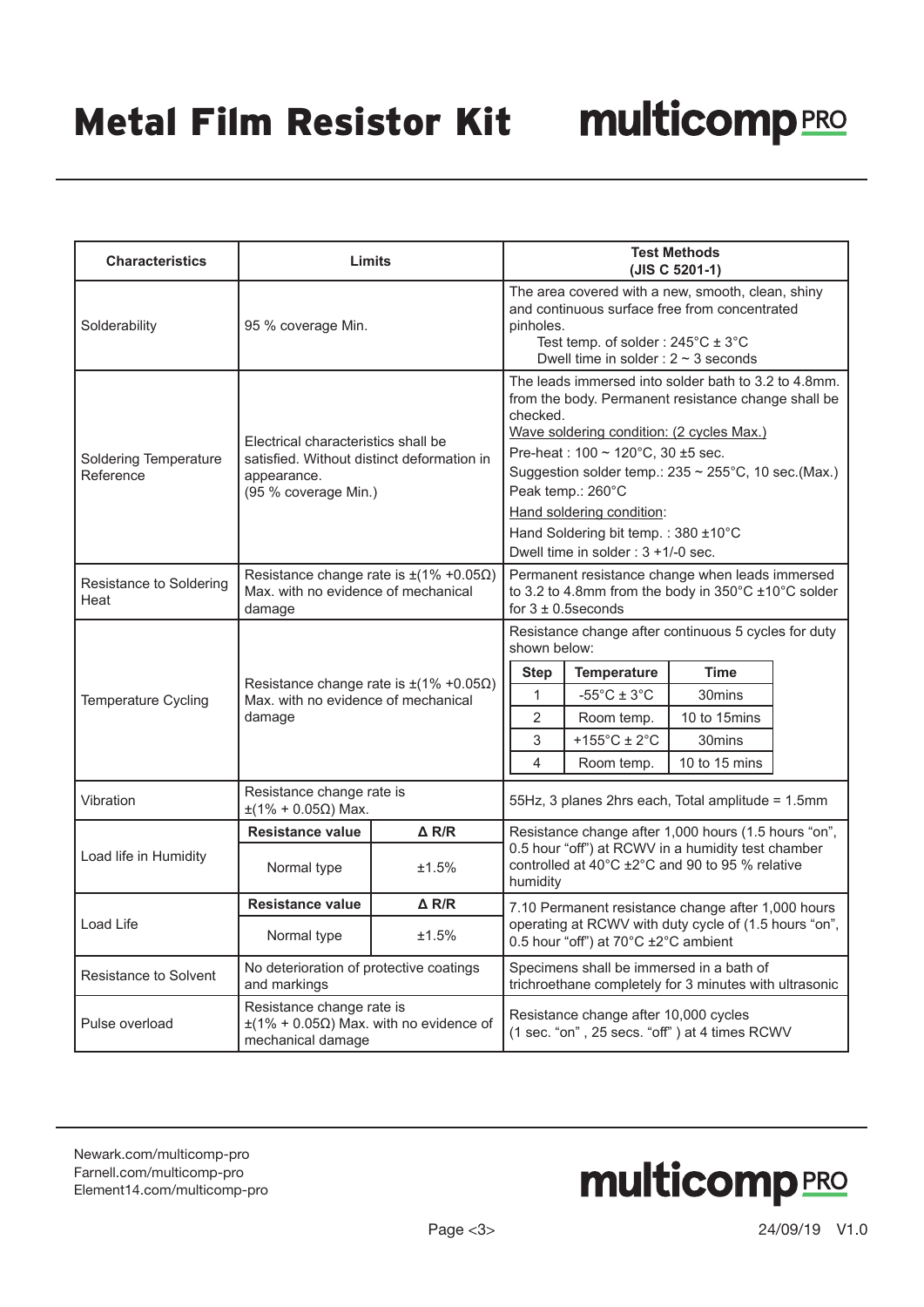# Metal Film Resistor Kit

| Characteristics | Limits | | Test Methods (JIS C 5201-1) |
|---|---|---|---|
| Solderability | 95 % coverage Min. | | The area covered with a new, smooth, clean, shiny and continuous surface free from concentrated pinholes.<br>Test temp. of solder : 245°C ± 3°C<br>Dwell time in solder : 2 ~ 3 seconds |
| Soldering Temperature Reference | Electrical characteristics shall be satisfied. Without distinct deformation in appearance.<br>(95 % coverage Min.) | | The leads immersed into solder bath to 3.2 to 4.8mm. from the body. Permanent resistance change shall be checked.<br>Wave soldering condition: (2 cycles Max.)<br>Pre-heat : 100 ~ 120°C, 30 ±5 sec.<br>Suggestion solder temp.: 235 ~ 255°C, 10 sec.(Max.)<br>Peak temp.: 260°C<br>Hand soldering condition:<br>Hand Soldering bit temp. : 380 ±10°C<br>Dwell time in solder : 3 +1/-0 sec. |
| Resistance to Soldering Heat | Resistance change rate is ±(1% +0.05Ω) Max. with no evidence of mechanical damage | | Permanent resistance change when leads immersed to 3.2 to 4.8mm from the body in 350°C ±10°C solder for 3 ± 0.5seconds |
| Temperature Cycling | Resistance change rate is ±(1% +0.05Ω) Max. with no evidence of mechanical damage | | Resistance change after continuous 5 cycles for duty shown below:<br>Step 1: -55°C ± 3°C, 30mins<br>Step 2: Room temp., 10 to 15mins<br>Step 3: +155°C ± 2°C, 30mins<br>Step 4: Room temp., 10 to 15 mins |
| Vibration | Resistance change rate is ±(1% + 0.05Ω) Max. | | 55Hz, 3 planes 2hrs each, Total amplitude = 1.5mm |
| Load life in Humidity | **Resistance value** | **Δ R/R** | Resistance change after 1,000 hours (1.5 hours "on", 0.5 hour "off") at RCWV in a humidity test chamber controlled at 40°C ±2°C and 90 to 95 % relative humidity |
| | Normal type | ±1.5% | |
| Load Life | **Resistance value** | **Δ R/R** | 7.10 Permanent resistance change after 1,000 hours operating at RCWV with duty cycle of (1.5 hours "on", 0.5 hour "off") at 70°C ±2°C ambient |
| | Normal type | ±1.5% | |
| Resistance to Solvent | No deterioration of protective coatings and markings | | Specimens shall be immersed in a bath of trichroethane completely for 3 minutes with ultrasonic |
| Pulse overload | Resistance change rate is ±(1% + 0.05Ω) Max. with no evidence of mechanical damage | | Resistance change after 10,000 cycles (1 sec. "on" , 25 secs. "off" ) at 4 times RCWV |

Temperature Cycling duty:

| Step | Temperature | Time |
|---|---|---|
| 1 | -55°C ± 3°C | 30mins |
| 2 | Room temp. | 10 to 15mins |
| 3 | +155°C ± 2°C | 30mins |
| 4 | Room temp. | 10 to 15 mins |

Newark.com/multicomp-pro
Farnell.com/multicomp-pro
Element14.com/multicomp-pro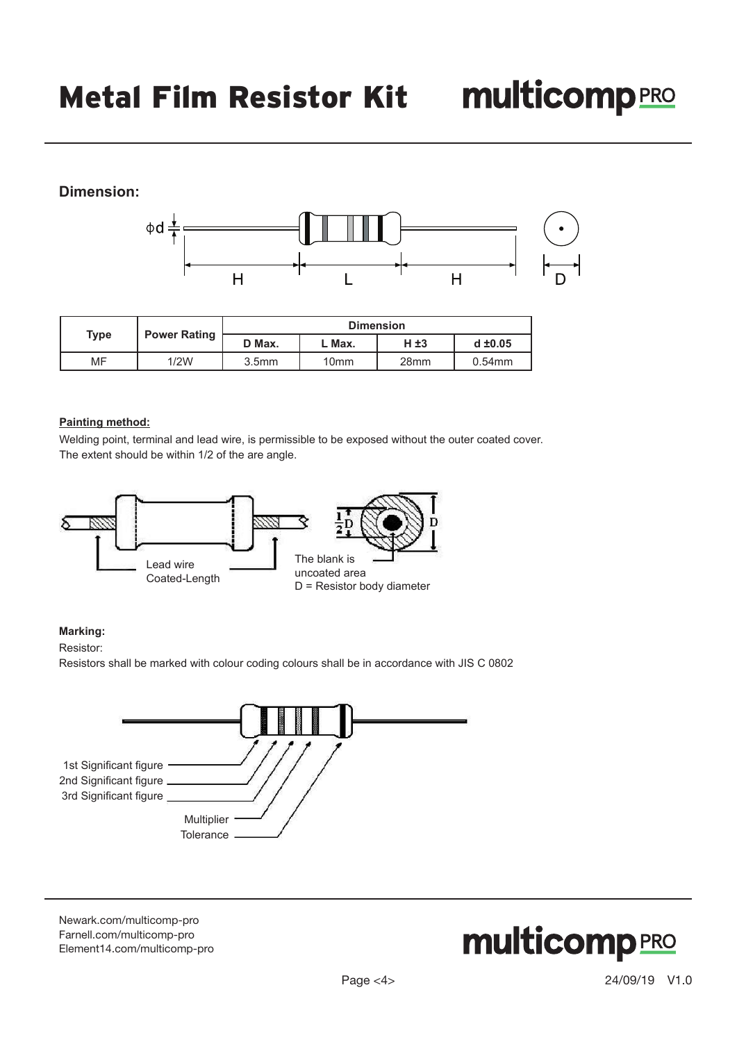## Dimension:

| Type | Power Rating | Dimension | | | |
|---|---|---|---|---|---|
| | | D Max. | L Max. | H ±3 | d ±0.05 |
| MF | 1/2W | 3.5mm | 10mm | 28mm | 0.54mm |

**Painting method:**

Welding point, terminal and lead wire, is permissible to be exposed without the outer coated cover.
The extent should be within 1/2 of the are angle.

Lead wire Coated-Length

The blank is uncoated area
D = Resistor body diameter

**Marking:**

Resistor:

Resistors shall be marked with colour coding colours shall be in accordance with JIS C 0802

1st Significant figure
2nd Significant figure
3rd Significant figure
Multiplier
Tolerance

Newark.com/multicomp-pro
Farnell.com/multicomp-pro
Element14.com/multicomp-pro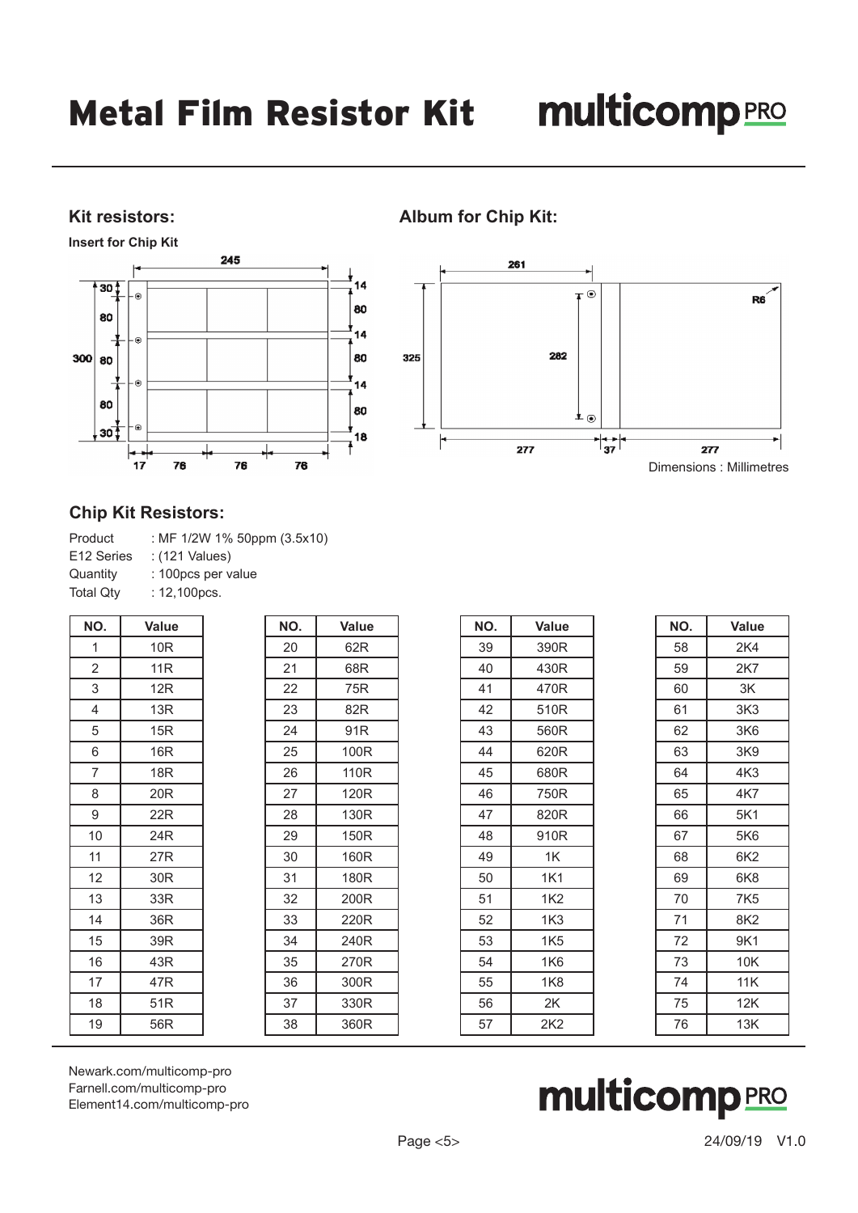# Metal Film Resistor Kit

## Kit resistors:

**Insert for Chip Kit**

## Album for Chip Kit:

Dimensions : Millimetres

## Chip Kit Resistors:

Product : MF 1/2W 1% 50ppm (3.5x10)
E12 Series : (121 Values)
Quantity : 100pcs per value
Total Qty : 12,100pcs.

| NO. | Value |
|---|---|
| 1 | 10R |
| 2 | 11R |
| 3 | 12R |
| 4 | 13R |
| 5 | 15R |
| 6 | 16R |
| 7 | 18R |
| 8 | 20R |
| 9 | 22R |
| 10 | 24R |
| 11 | 27R |
| 12 | 30R |
| 13 | 33R |
| 14 | 36R |
| 15 | 39R |
| 16 | 43R |
| 17 | 47R |
| 18 | 51R |
| 19 | 56R |

| NO. | Value |
|---|---|
| 20 | 62R |
| 21 | 68R |
| 22 | 75R |
| 23 | 82R |
| 24 | 91R |
| 25 | 100R |
| 26 | 110R |
| 27 | 120R |
| 28 | 130R |
| 29 | 150R |
| 30 | 160R |
| 31 | 180R |
| 32 | 200R |
| 33 | 220R |
| 34 | 240R |
| 35 | 270R |
| 36 | 300R |
| 37 | 330R |
| 38 | 360R |

| NO. | Value |
|---|---|
| 39 | 390R |
| 40 | 430R |
| 41 | 470R |
| 42 | 510R |
| 43 | 560R |
| 44 | 620R |
| 45 | 680R |
| 46 | 750R |
| 47 | 820R |
| 48 | 910R |
| 49 | 1K |
| 50 | 1K1 |
| 51 | 1K2 |
| 52 | 1K3 |
| 53 | 1K5 |
| 54 | 1K6 |
| 55 | 1K8 |
| 56 | 2K |
| 57 | 2K2 |

| NO. | Value |
|---|---|
| 58 | 2K4 |
| 59 | 2K7 |
| 60 | 3K |
| 61 | 3K3 |
| 62 | 3K6 |
| 63 | 3K9 |
| 64 | 4K3 |
| 65 | 4K7 |
| 66 | 5K1 |
| 67 | 5K6 |
| 68 | 6K2 |
| 69 | 6K8 |
| 70 | 7K5 |
| 71 | 8K2 |
| 72 | 9K1 |
| 73 | 10K |
| 74 | 11K |
| 75 | 12K |
| 76 | 13K |

Newark.com/multicomp-pro
Farnell.com/multicomp-pro
Element14.com/multicomp-pro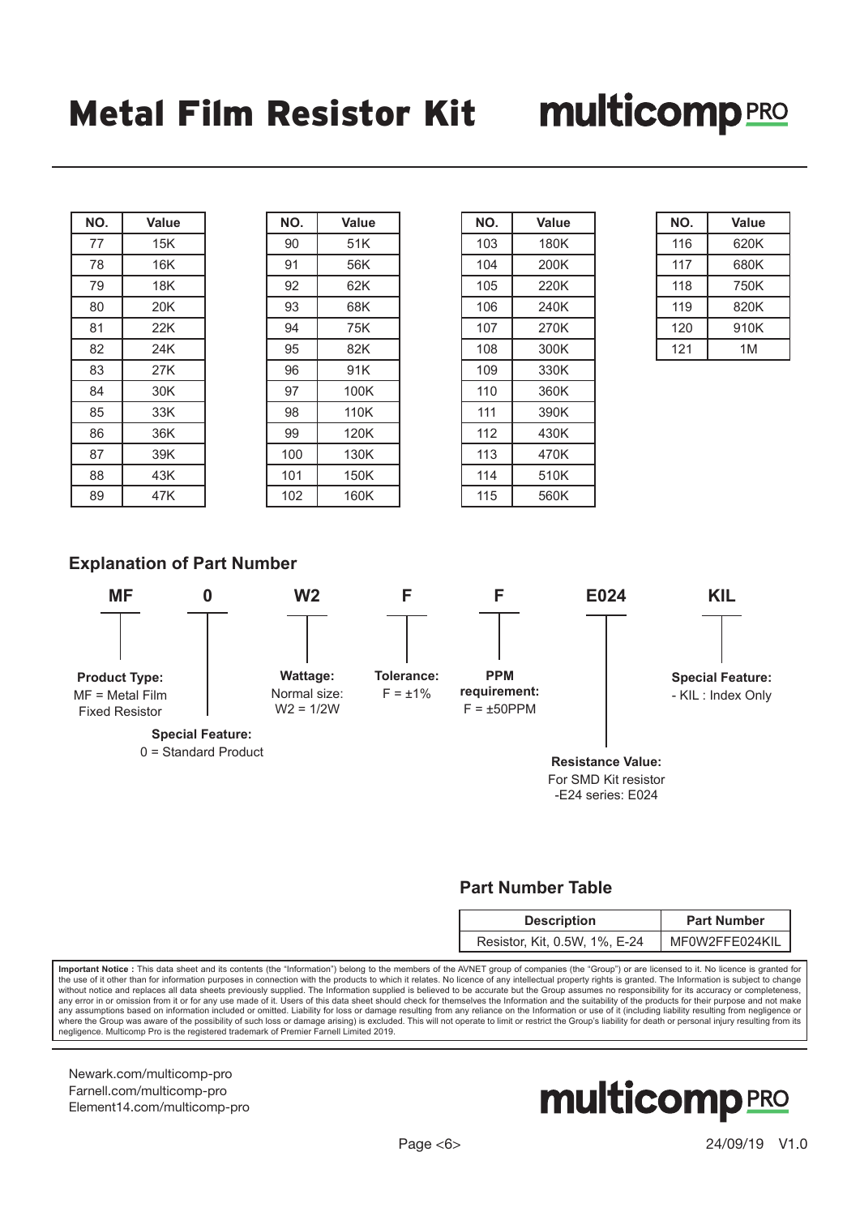# Metal Film Resistor Kit

| NO. | Value |
|---|---|
| 77 | 15K |
| 78 | 16K |
| 79 | 18K |
| 80 | 20K |
| 81 | 22K |
| 82 | 24K |
| 83 | 27K |
| 84 | 30K |
| 85 | 33K |
| 86 | 36K |
| 87 | 39K |
| 88 | 43K |
| 89 | 47K |

| NO. | Value |
|---|---|
| 90 | 51K |
| 91 | 56K |
| 92 | 62K |
| 93 | 68K |
| 94 | 75K |
| 95 | 82K |
| 96 | 91K |
| 97 | 100K |
| 98 | 110K |
| 99 | 120K |
| 100 | 130K |
| 101 | 150K |
| 102 | 160K |

| NO. | Value |
|---|---|
| 103 | 180K |
| 104 | 200K |
| 105 | 220K |
| 106 | 240K |
| 107 | 270K |
| 108 | 300K |
| 109 | 330K |
| 110 | 360K |
| 111 | 390K |
| 112 | 430K |
| 113 | 470K |
| 114 | 510K |
| 115 | 560K |

| NO. | Value |
|---|---|
| 116 | 620K |
| 117 | 680K |
| 118 | 750K |
| 119 | 820K |
| 120 | 910K |
| 121 | 1M |

## Explanation of Part Number

MF 0 W2 F F E024 KIL

- **MF** — **Product Type:** MF = Metal Film Fixed Resistor
- **0** — **Special Feature:** 0 = Standard Product
- **W2** — **Wattage:** Normal size: W2 = 1/2W
- **F** — **Tolerance:** F = ±1%
- **F** — **PPM requirement:** F = ±50PPM
- **E024** — **Resistance Value:** For SMD Kit resistor -E24 series: E024
- **KIL** — **Special Feature:** - KIL : Index Only

## Part Number Table

| Description | Part Number |
|---|---|
| Resistor, Kit, 0.5W, 1%, E-24 | MF0W2FFE024KIL |

**Important Notice :** This data sheet and its contents (the "Information") belong to the members of the AVNET group of companies (the "Group") or are licensed to it. No licence is granted for the use of it other than for information purposes in connection with the products to which it relates. No licence of any intellectual property rights is granted. The Information is subject to change without notice and replaces all data sheets previously supplied. The Information supplied is believed to be accurate but the Group assumes no responsibility for its accuracy or completeness, any error in or omission from it or for any use made of it. Users of this data sheet should check for themselves the Information and the suitability of the products for their purpose and not make any assumptions based on information included or omitted. Liability for loss or damage resulting from any reliance on the Information or use of it (including liability resulting from negligence or where the Group was aware of the possibility of such loss or damage arising) is excluded. This will not operate to limit or restrict the Group's liability for death or personal injury resulting from its negligence. Multicomp Pro is the registered trademark of Premier Farnell Limited 2019.

Newark.com/multicomp-pro
Farnell.com/multicomp-pro
Element14.com/multicomp-pro

24/09/19 V1.0